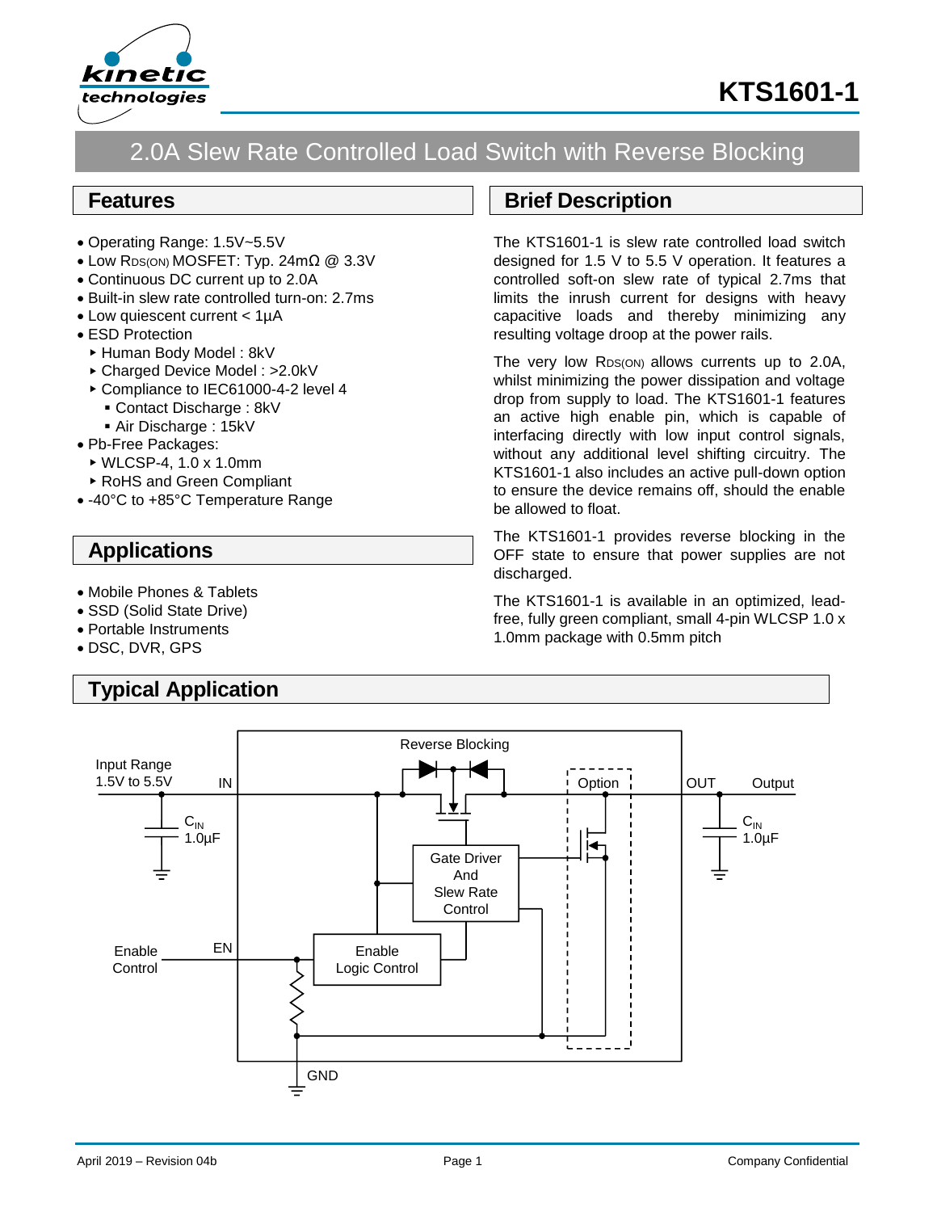# KTS1601-1

## 2.0A Slew Rate Controlled Load Switch with Reverse Blocking

## Features

- Operating Range: 1.5V~5.5V
- Low $R_{DS(ON)}$ MOSFET: Typ. 24mΩ @ 3.3V
- Continuous DC current up to 2.0A
- Built-in slew rate controlled turn-on: 2.7ms
- Low quiescent current < 1µA
- ESD Protection
  - Human Body Model : 8kV
  - Charged Device Model : >2.0kV
  - Compliance to IEC61000-4-2 level 4
    - Contact Discharge : 8kV
    - Air Discharge : 15kV
- Pb-Free Packages:
  - WLCSP-4, 1.0 x 1.0mm
  - RoHS and Green Compliant
- -40°C to +85°C Temperature Range

## Applications

- Mobile Phones & Tablets
- SSD (Solid State Drive)
- Portable Instruments
- DSC, DVR, GPS

## Brief Description

The KTS1601-1 is slew rate controlled load switch designed for 1.5 V to 5.5 V operation. It features a controlled soft-on slew rate of typical 2.7ms that limits the inrush current for designs with heavy capacitive loads and thereby minimizing any resulting voltage droop at the power rails.

The very low $R_{DS(ON)}$ allows currents up to 2.0A, whilst minimizing the power dissipation and voltage drop from supply to load. The KTS1601-1 features an active high enable pin, which is capable of interfacing directly with low input control signals, without any additional level shifting circuitry. The KTS1601-1 also includes an active pull-down option to ensure the device remains off, should the enable be allowed to float.

The KTS1601-1 provides reverse blocking in the OFF state to ensure that power supplies are not discharged.

The KTS1601-1 is available in an optimized, lead-free, fully green compliant, small 4-pin WLCSP 1.0 x 1.0mm package with 0.5mm pitch

## Typical Application

Input Range 1.5V to 5.5V — IN — Reverse Blocking — Option — OUT — Output

$C_{IN}$ 1.0µF — $C_{IN}$ 1.0µF

Gate Driver And Slew Rate Control

Enable Control — EN — Enable Logic Control

GND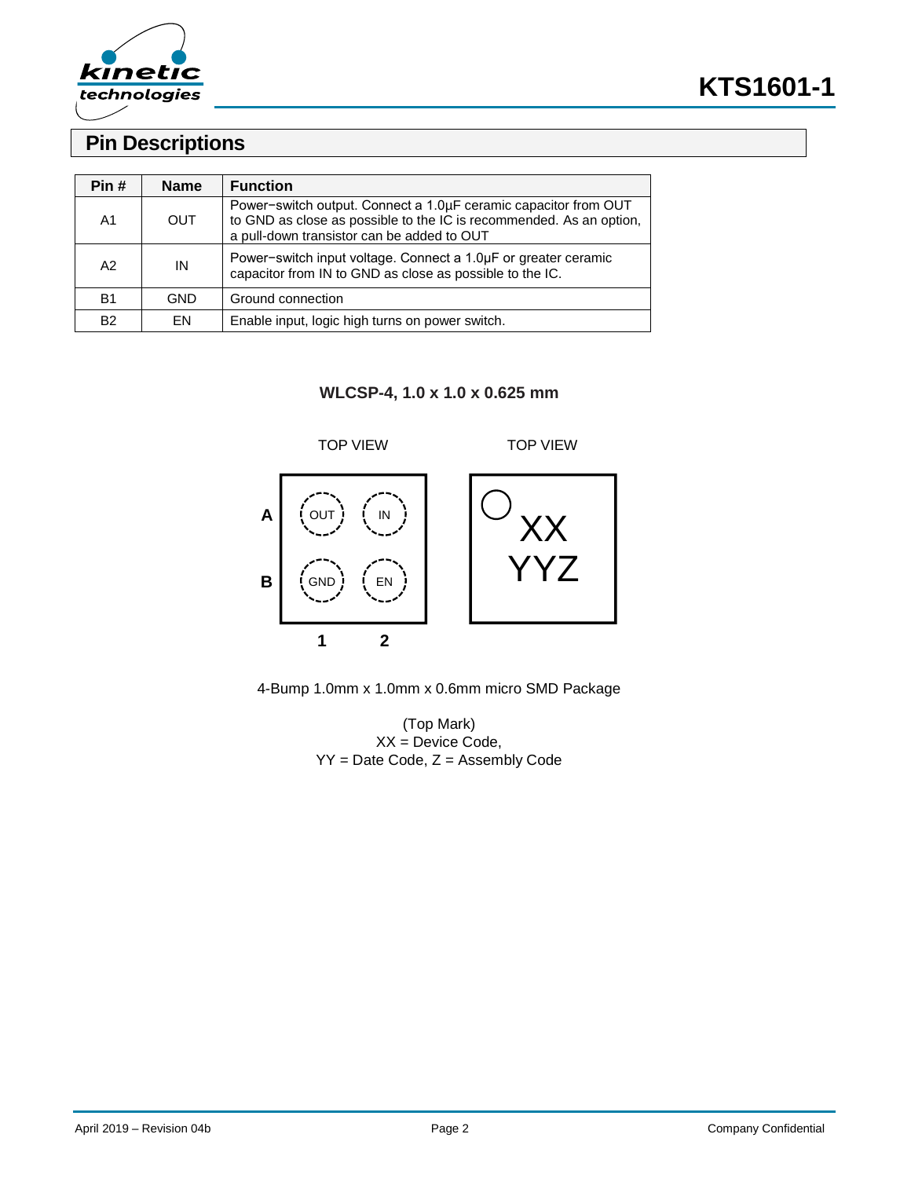## Pin Descriptions

| Pin # | Name | Function |
|---|---|---|
| A1 | OUT | Power−switch output. Connect a 1.0µF ceramic capacitor from OUT to GND as close as possible to the IC is recommended. As an option, a pull-down transistor can be added to OUT |
| A2 | IN | Power−switch input voltage. Connect a 1.0µF or greater ceramic capacitor from IN to GND as close as possible to the IC. |
| B1 | GND | Ground connection |
| B2 | EN | Enable input, logic high turns on power switch. |

**WLCSP-4, 1.0 x 1.0 x 0.625 mm**

TOP VIEW

| | 1 | 2 |
|---|---|---|
| **A** | OUT | IN |
| **B** | GND | EN |

TOP VIEW

XX
YYZ

4-Bump 1.0mm x 1.0mm x 0.6mm micro SMD Package

(Top Mark)
XX = Device Code,
YY = Date Code, Z = Assembly Code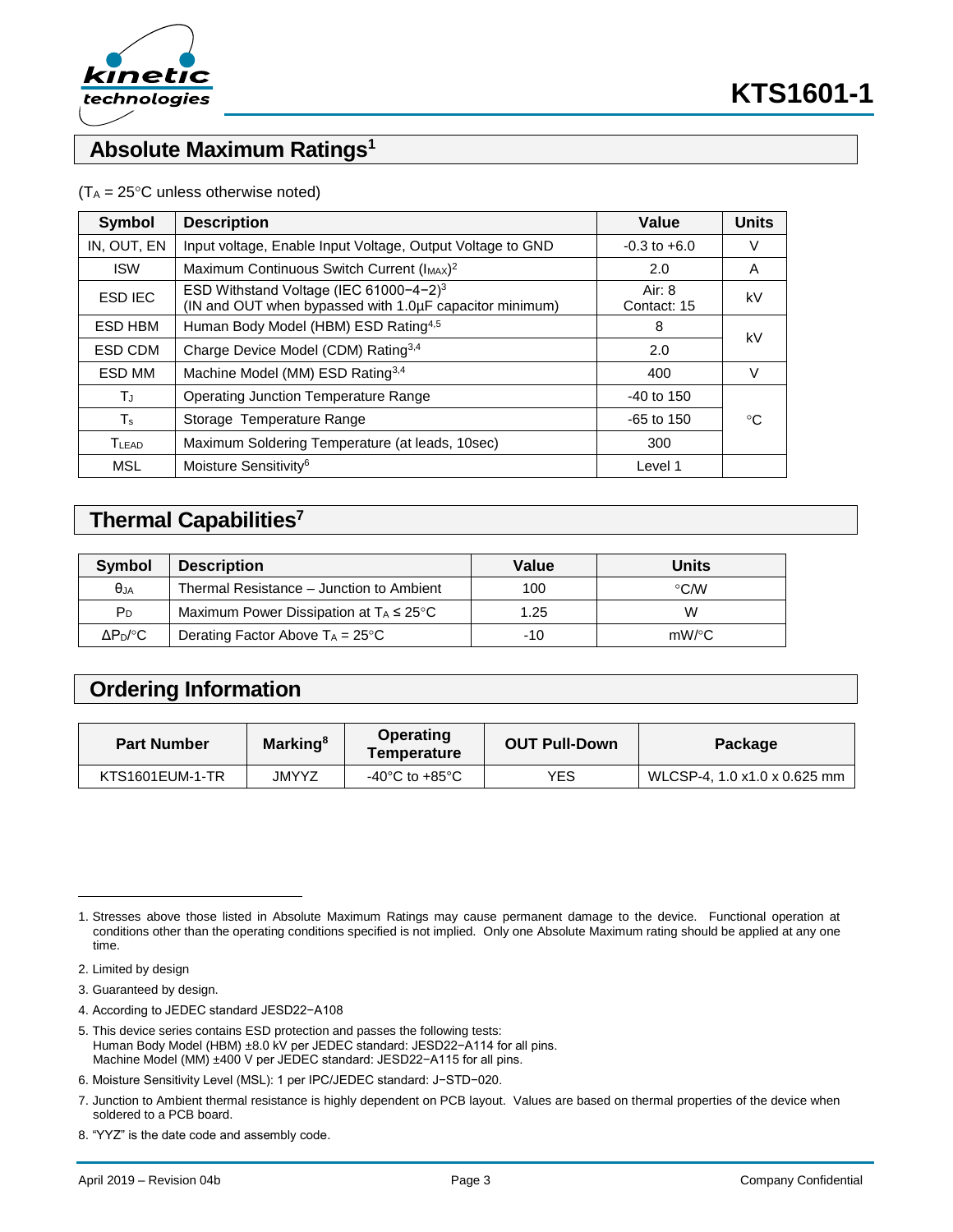## Absolute Maximum Ratings[1]

($T_A$ = 25°C unless otherwise noted)

| Symbol | Description | Value | Units |
|---|---|---|---|
| IN, OUT, EN | Input voltage, Enable Input Voltage, Output Voltage to GND | -0.3 to +6.0 | V |
| ISW | Maximum Continuous Switch Current ($I_{MAX}$)[2] | 2.0 | A |
| ESD IEC | ESD Withstand Voltage (IEC 61000−4−2)[3] (IN and OUT when bypassed with 1.0μF capacitor minimum) | Air: 8 Contact: 15 | kV |
| ESD HBM | Human Body Model (HBM) ESD Rating[4,5] | 8 | kV |
| ESD CDM | Charge Device Model (CDM) Rating[3,4] | 2.0 | |
| ESD MM | Machine Model (MM) ESD Rating[3,4] | 400 | V |
| $T_J$ | Operating Junction Temperature Range | -40 to 150 | °C |
| $T_s$ | Storage Temperature Range | -65 to 150 | |
| $T_{LEAD}$ | Maximum Soldering Temperature (at leads, 10sec) | 300 | |
| MSL | Moisture Sensitivity[6] | Level 1 | |

## Thermal Capabilities[7]

| Symbol | Description | Value | Units |
|---|---|---|---|
| $\theta_{JA}$ | Thermal Resistance – Junction to Ambient | 100 | °C/W |
| $P_D$ | Maximum Power Dissipation at $T_A \leq 25°C$ | 1.25 | W |
| $\Delta P_D/°C$ | Derating Factor Above $T_A$ = 25°C | -10 | mW/°C |

## Ordering Information

| Part Number | Marking[8] | Operating Temperature | OUT Pull-Down | Package |
|---|---|---|---|---|
| KTS1601EUM-1-TR | JMYYZ | -40°C to +85°C | YES | WLCSP-4, 1.0 x1.0 x 0.625 mm |

1. Stresses above those listed in Absolute Maximum Ratings may cause permanent damage to the device. Functional operation at conditions other than the operating conditions specified is not implied. Only one Absolute Maximum rating should be applied at any one time.
2. Limited by design
3. Guaranteed by design.
4. According to JEDEC standard JESD22−A108
5. This device series contains ESD protection and passes the following tests:
   Human Body Model (HBM) ±8.0 kV per JEDEC standard: JESD22−A114 for all pins.
   Machine Model (MM) ±400 V per JEDEC standard: JESD22−A115 for all pins.
6. Moisture Sensitivity Level (MSL): 1 per IPC/JEDEC standard: J−STD−020.
7. Junction to Ambient thermal resistance is highly dependent on PCB layout. Values are based on thermal properties of the device when soldered to a PCB board.
8. "YYZ" is the date code and assembly code.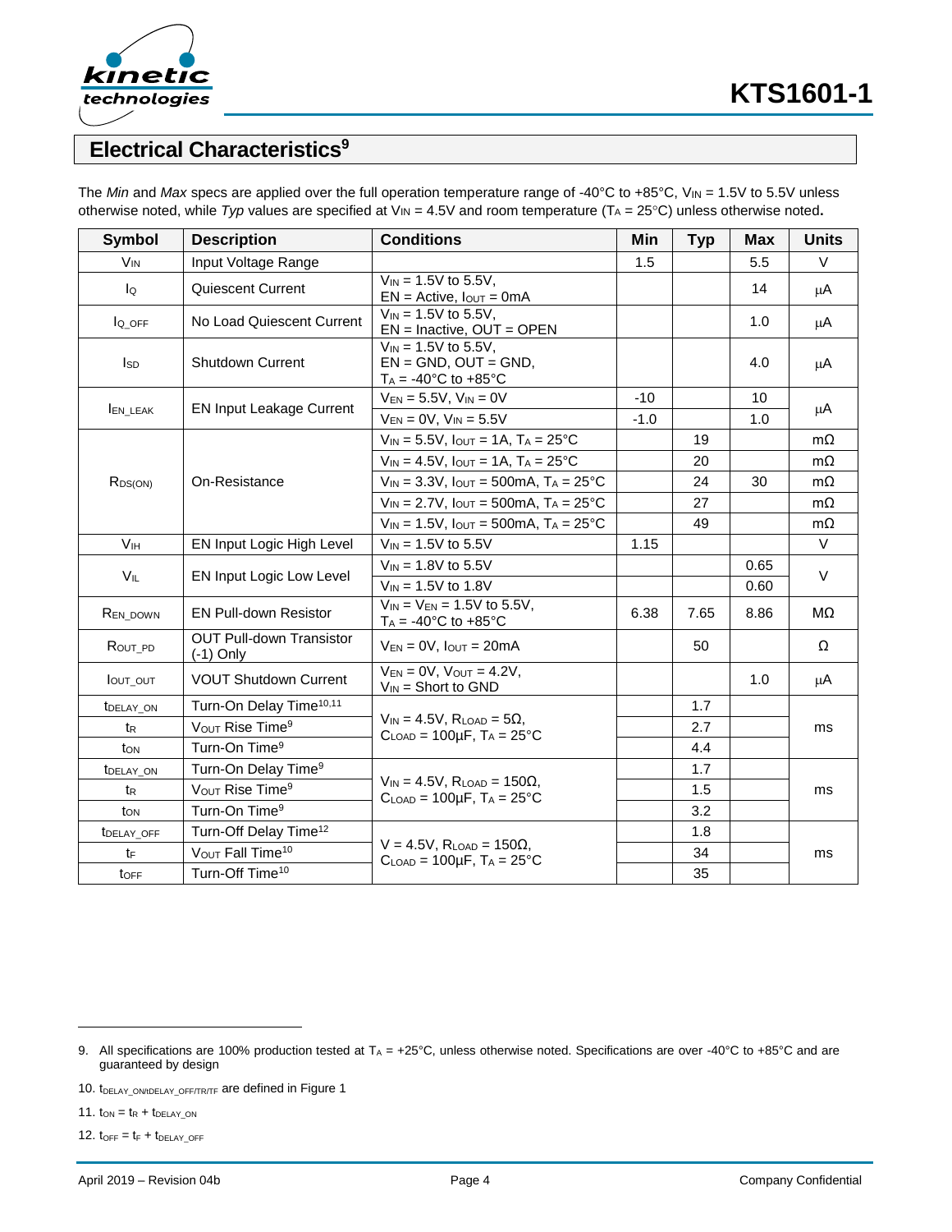## Electrical Characteristics[9]

The *Min* and *Max* specs are applied over the full operation temperature range of -40°C to +85°C, $V_{IN}$ = 1.5V to 5.5V unless otherwise noted, while *Typ* values are specified at $V_{IN}$ = 4.5V and room temperature ($T_A$ = 25°C) unless otherwise noted**.**

| Symbol | Description | Conditions | Min | Typ | Max | Units |
|---|---|---|---|---|---|---|
| $V_{IN}$ | Input Voltage Range | | 1.5 | | 5.5 | V |
| $I_Q$ | Quiescent Current | $V_{IN}$ = 1.5V to 5.5V, EN = Active, $I_{OUT}$ = 0mA | | | 14 | μA |
| $I_{Q\_OFF}$ | No Load Quiescent Current | $V_{IN}$ = 1.5V to 5.5V, EN = Inactive, OUT = OPEN | | | 1.0 | μA |
| $I_{SD}$ | Shutdown Current | $V_{IN}$ = 1.5V to 5.5V, EN = GND, OUT = GND, $T_A$ = -40°C to +85°C | | | 4.0 | μA |
| $I_{EN\_LEAK}$ | EN Input Leakage Current | $V_{EN}$ = 5.5V, $V_{IN}$ = 0V | -10 | | 10 | μA |
| | | $V_{EN}$ = 0V, $V_{IN}$ = 5.5V | -1.0 | | 1.0 | |
| $R_{DS(ON)}$ | On-Resistance | $V_{IN}$ = 5.5V, $I_{OUT}$ = 1A, $T_A$ = 25°C | | 19 | | mΩ |
| | | $V_{IN}$ = 4.5V, $I_{OUT}$ = 1A, $T_A$ = 25°C | | 20 | | mΩ |
| | | $V_{IN}$ = 3.3V, $I_{OUT}$ = 500mA, $T_A$ = 25°C | | 24 | 30 | mΩ |
| | | $V_{IN}$ = 2.7V, $I_{OUT}$ = 500mA, $T_A$ = 25°C | | 27 | | mΩ |
| | | $V_{IN}$ = 1.5V, $I_{OUT}$ = 500mA, $T_A$ = 25°C | | 49 | | mΩ |
| $V_{IH}$ | EN Input Logic High Level | $V_{IN}$ = 1.5V to 5.5V | 1.15 | | | V |
| $V_{IL}$ | EN Input Logic Low Level | $V_{IN}$ = 1.8V to 5.5V | | | 0.65 | V |
| | | $V_{IN}$ = 1.5V to 1.8V | | | 0.60 | |
| $R_{EN\_DOWN}$ | EN Pull-down Resistor | $V_{IN}$ = $V_{EN}$ = 1.5V to 5.5V, $T_A$ = -40°C to +85°C | 6.38 | 7.65 | 8.86 | MΩ |
| $R_{OUT\_PD}$ | OUT Pull-down Transistor (-1) Only | $V_{EN}$ = 0V, $I_{OUT}$ = 20mA | | 50 | | Ω |
| $I_{OUT\_OUT}$ | VOUT Shutdown Current | $V_{EN}$ = 0V, $V_{OUT}$ = 4.2V, $V_{IN}$ = Short to GND | | | 1.0 | μA |
| $t_{DELAY\_ON}$ | Turn-On Delay Time[10,11] | $V_{IN}$ = 4.5V, $R_{LOAD}$ = 5Ω, $C_{LOAD}$ = 100μF, $T_A$ = 25°C | | 1.7 | | ms |
| $t_R$ | $V_{OUT}$ Rise Time[9] | | | 2.7 | | |
| $t_{ON}$ | Turn-On Time[9] | | | 4.4 | | |
| $t_{DELAY\_ON}$ | Turn-On Delay Time[9] | $V_{IN}$ = 4.5V, $R_{LOAD}$ = 150Ω, $C_{LOAD}$ = 100μF, $T_A$ = 25°C | | 1.7 | | ms |
| $t_R$ | $V_{OUT}$ Rise Time[9] | | | 1.5 | | |
| $t_{ON}$ | Turn-On Time[9] | | | 3.2 | | |
| $t_{DELAY\_OFF}$ | Turn-Off Delay Time[12] | V = 4.5V, $R_{LOAD}$ = 150Ω, $C_{LOAD}$ = 100μF, $T_A$ = 25°C | | 1.8 | | ms |
| $t_F$ | $V_{OUT}$ Fall Time[10] | | | 34 | | |
| $t_{OFF}$ | Turn-Off Time[10] | | | 35 | | |

9. All specifications are 100% production tested at $T_A$ = +25°C, unless otherwise noted. Specifications are over -40°C to +85°C and are guaranteed by design

10. $t_{DELAY\_ON}/t_{DELAY\_OFF}/t_R/t_F$ are defined in Figure 1

11. $t_{ON} = t_R + t_{DELAY\_ON}$

12. $t_{OFF} = t_F + t_{DELAY\_OFF}$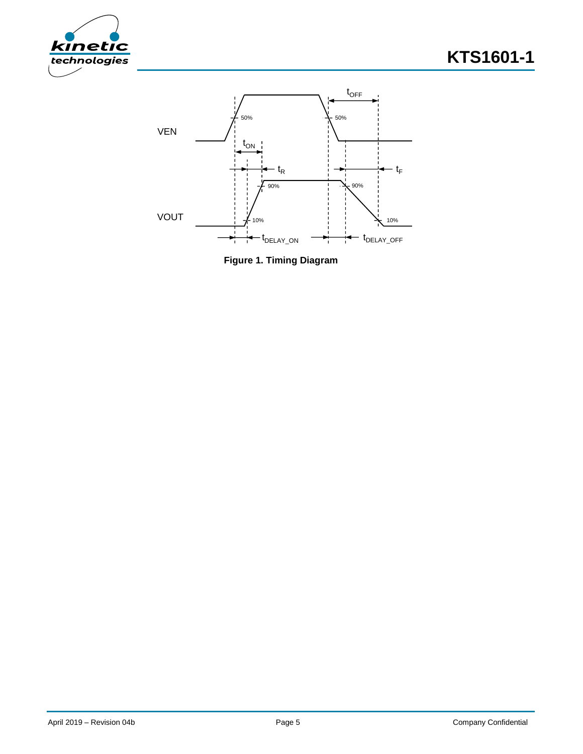**Figure 1. Timing Diagram**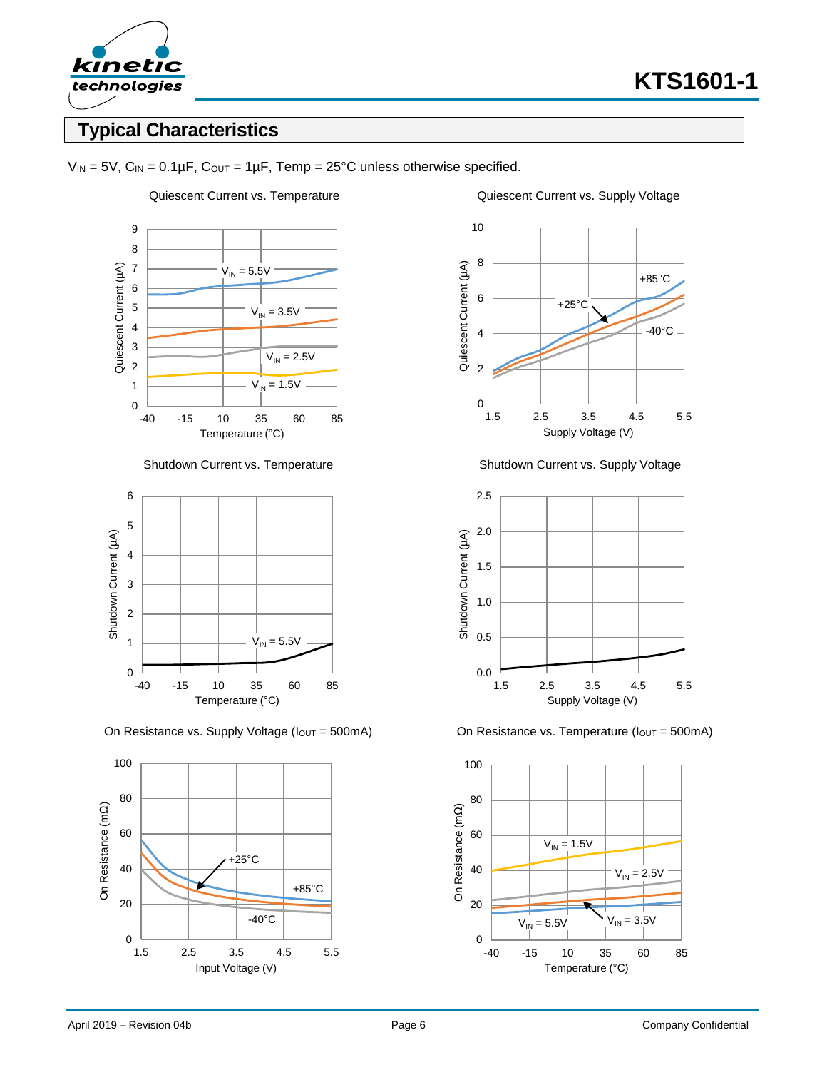## Typical Characteristics

$V_{IN}$ = 5V, $C_{IN}$ = 0.1µF, $C_{OUT}$ = 1µF, Temp = 25°C unless otherwise specified.

Quiescent Current vs. Temperature

Quiescent Current vs. Supply Voltage

Shutdown Current vs. Temperature

Shutdown Current vs. Supply Voltage

On Resistance vs. Supply Voltage ($I_{OUT}$ = 500mA)

On Resistance vs. Temperature ($I_{OUT}$ = 500mA)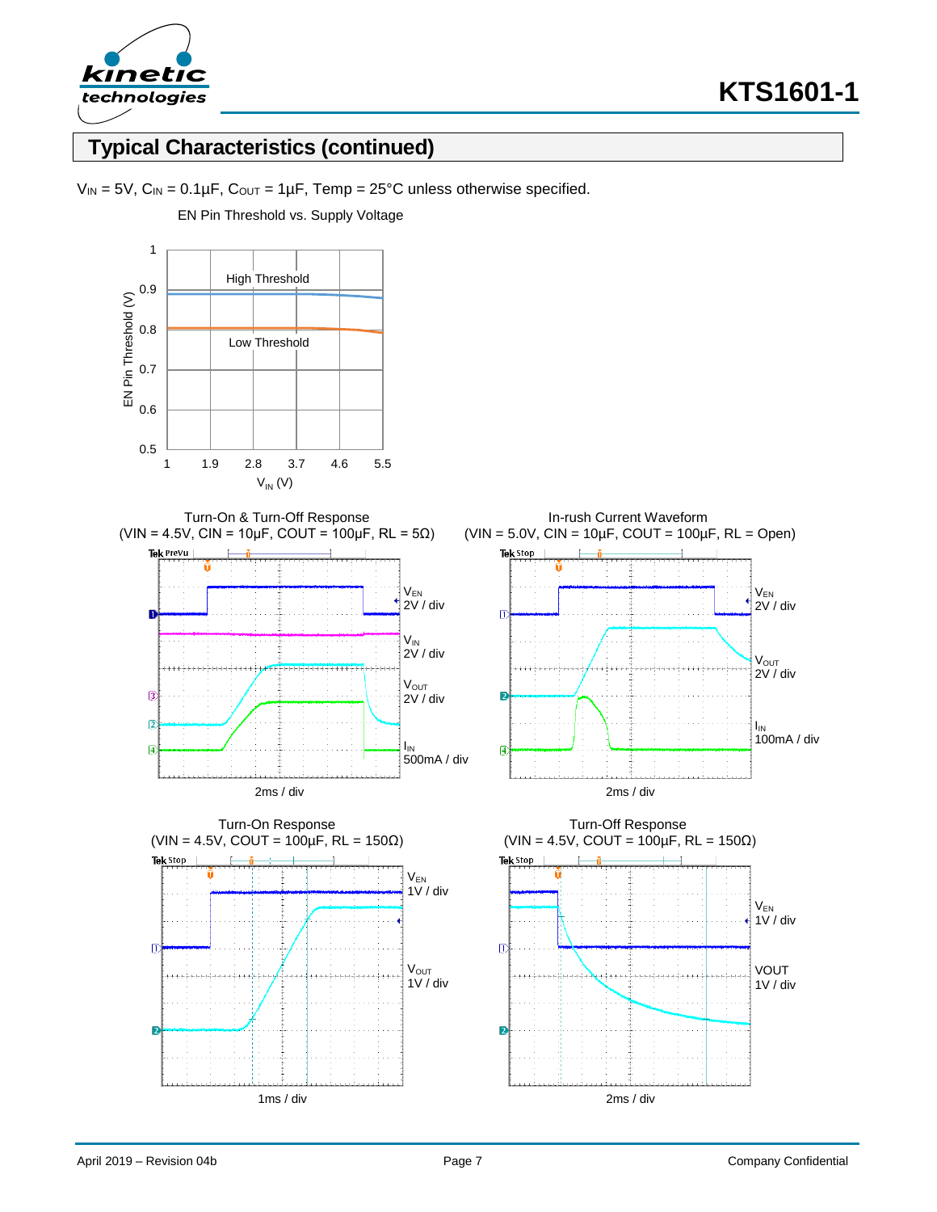## Typical Characteristics (continued)

$V_{IN}$ = 5V, $C_{IN}$ = 0.1µF, $C_{OUT}$ = 1µF, Temp = 25°C unless otherwise specified.

EN Pin Threshold vs. Supply Voltage

Turn-On & Turn-Off Response (VIN = 4.5V, CIN = 10µF, COUT = 100µF, RL = 5Ω)

In-rush Current Waveform (VIN = 5.0V, CIN = 10µF, COUT = 100µF, RL = Open)

Turn-On Response (VIN = 4.5V, COUT = 100µF, RL = 150Ω)

Turn-Off Response (VIN = 4.5V, COUT = 100µF, RL = 150Ω)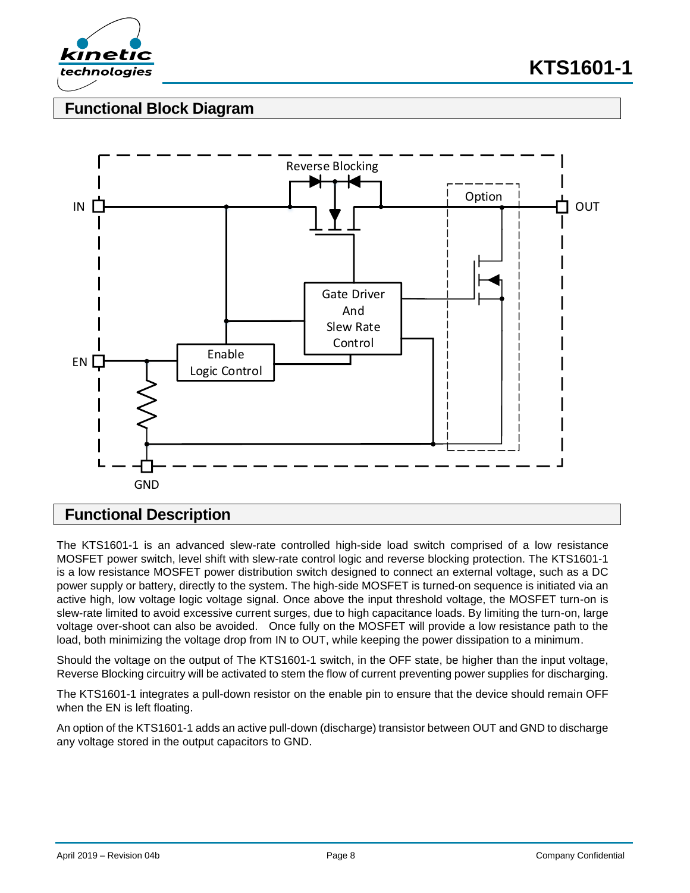## Functional Block Diagram

## Functional Description

The KTS1601-1 is an advanced slew-rate controlled high-side load switch comprised of a low resistance MOSFET power switch, level shift with slew-rate control logic and reverse blocking protection. The KTS1601-1 is a low resistance MOSFET power distribution switch designed to connect an external voltage, such as a DC power supply or battery, directly to the system. The high-side MOSFET is turned-on sequence is initiated via an active high, low voltage logic voltage signal. Once above the input threshold voltage, the MOSFET turn-on is slew-rate limited to avoid excessive current surges, due to high capacitance loads. By limiting the turn-on, large voltage over-shoot can also be avoided. Once fully on the MOSFET will provide a low resistance path to the load, both minimizing the voltage drop from IN to OUT, while keeping the power dissipation to a minimum.

Should the voltage on the output of The KTS1601-1 switch, in the OFF state, be higher than the input voltage, Reverse Blocking circuitry will be activated to stem the flow of current preventing power supplies for discharging.

The KTS1601-1 integrates a pull-down resistor on the enable pin to ensure that the device should remain OFF when the EN is left floating.

An option of the KTS1601-1 adds an active pull-down (discharge) transistor between OUT and GND to discharge any voltage stored in the output capacitors to GND.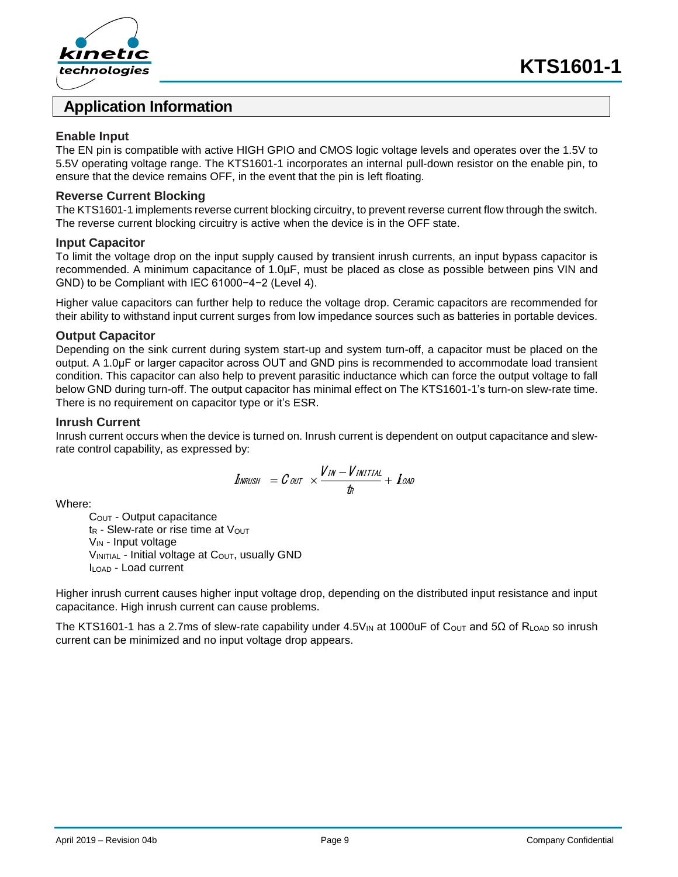## Application Information

### Enable Input

The EN pin is compatible with active HIGH GPIO and CMOS logic voltage levels and operates over the 1.5V to 5.5V operating voltage range. The KTS1601-1 incorporates an internal pull-down resistor on the enable pin, to ensure that the device remains OFF, in the event that the pin is left floating.

### Reverse Current Blocking

The KTS1601-1 implements reverse current blocking circuitry, to prevent reverse current flow through the switch. The reverse current blocking circuitry is active when the device is in the OFF state.

### Input Capacitor

To limit the voltage drop on the input supply caused by transient inrush currents, an input bypass capacitor is recommended. A minimum capacitance of 1.0µF, must be placed as close as possible between pins VIN and GND) to be Compliant with IEC 61000−4−2 (Level 4).

Higher value capacitors can further help to reduce the voltage drop. Ceramic capacitors are recommended for their ability to withstand input current surges from low impedance sources such as batteries in portable devices.

### Output Capacitor

Depending on the sink current during system start-up and system turn-off, a capacitor must be placed on the output. A 1.0µF or larger capacitor across OUT and GND pins is recommended to accommodate load transient condition. This capacitor can also help to prevent parasitic inductance which can force the output voltage to fall below GND during turn-off. The output capacitor has minimal effect on The KTS1601-1's turn-on slew-rate time. There is no requirement on capacitor type or it's ESR.

### Inrush Current

Inrush current occurs when the device is turned on. Inrush current is dependent on output capacitance and slew-rate control capability, as expressed by:

$$I_{INRUSH} = C_{OUT} \times \frac{V_{IN} - V_{INITIAL}}{t_R} + I_{LOAD}$$

Where:

- $C_{OUT}$ - Output capacitance
- $t_R$ - Slew-rate or rise time at $V_{OUT}$
- $V_{IN}$ - Input voltage
- $V_{INITIAL}$ - Initial voltage at $C_{OUT}$, usually GND
- $I_{LOAD}$ - Load current

Higher inrush current causes higher input voltage drop, depending on the distributed input resistance and input capacitance. High inrush current can cause problems.

The KTS1601-1 has a 2.7ms of slew-rate capability under $4.5V_{IN}$ at 1000uF of $C_{OUT}$ and 5Ω of $R_{LOAD}$ so inrush current can be minimized and no input voltage drop appears.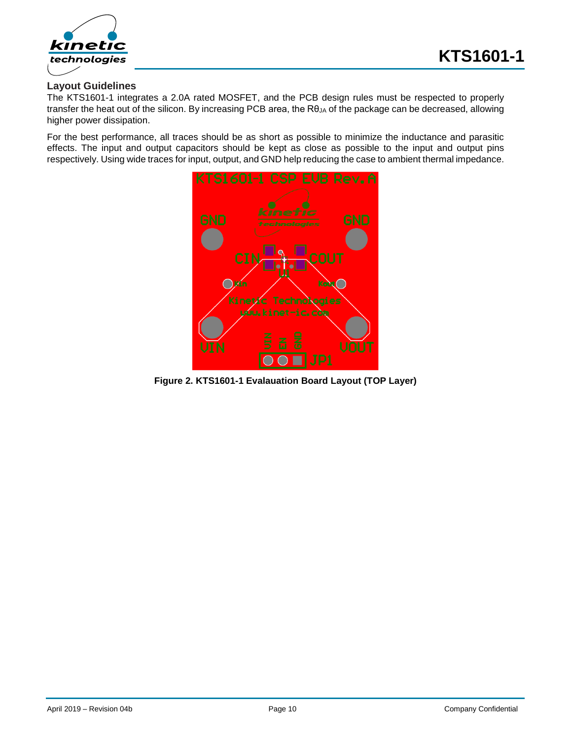## Layout Guidelines

The KTS1601-1 integrates a 2.0A rated MOSFET, and the PCB design rules must be respected to properly transfer the heat out of the silicon. By increasing PCB area, the $R\theta_{JA}$ of the package can be decreased, allowing higher power dissipation.

For the best performance, all traces should be as short as possible to minimize the inductance and parasitic effects. The input and output capacitors should be kept as close as possible to the input and output pins respectively. Using wide traces for input, output, and GND help reducing the case to ambient thermal impedance.

**Figure 2. KTS1601-1 Evalauation Board Layout (TOP Layer)**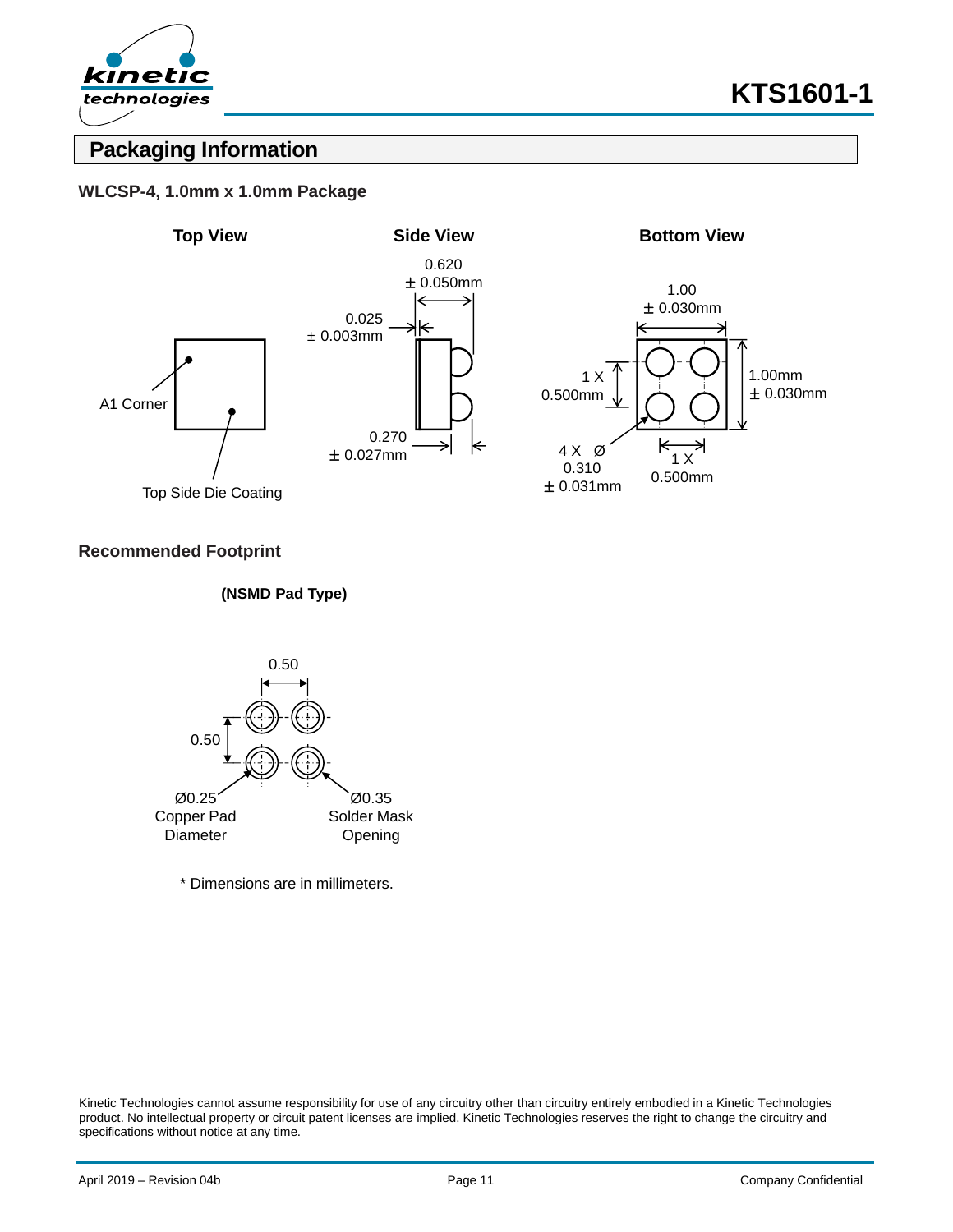## Packaging Information

### WLCSP-4, 1.0mm x 1.0mm Package

Top View

A1 Corner

Top Side Die Coating

Side View

0.620
± 0.050mm

0.025
± 0.003mm

0.270
± 0.027mm

Bottom View

1.00
± 0.030mm

1 X
0.500mm

1.00mm
± 0.030mm

4 X Ø
0.310
± 0.031mm

1 X
0.500mm

### Recommended Footprint

**(NSMD Pad Type)**

0.50

0.50

Ø0.25
Copper Pad
Diameter

Ø0.35
Solder Mask
Opening

* Dimensions are in millimeters.

Kinetic Technologies cannot assume responsibility for use of any circuitry other than circuitry entirely embodied in a Kinetic Technologies product. No intellectual property or circuit patent licenses are implied. Kinetic Technologies reserves the right to change the circuitry and specifications without notice at any time.